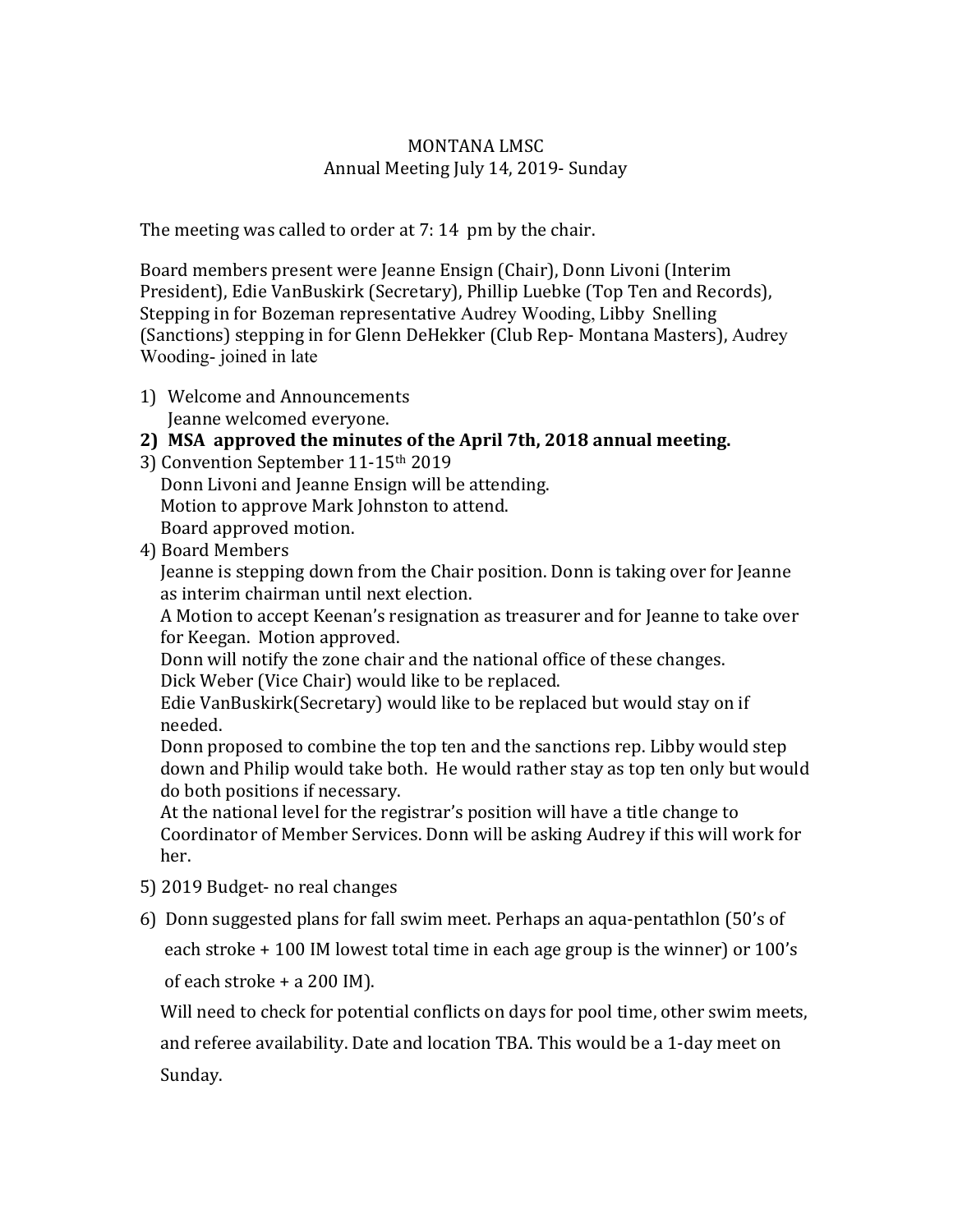MONTANA LMSC
Annual Meeting July 14, 2019- Sunday

The meeting was called to order at 7: 14 pm by the chair.

Board members present were Jeanne Ensign (Chair), Donn Livoni (Interim President), Edie VanBuskirk (Secretary), Phillip Luebke (Top Ten and Records), Stepping in for Bozeman representative Audrey Wooding, Libby Snelling (Sanctions) stepping in for Glenn DeHekker (Club Rep- Montana Masters), Audrey Wooding- joined in late

1) Welcome and Announcements
   Jeanne welcomed everyone.
2) **MSA approved the minutes of the April 7th, 2018 annual meeting.**
3) Convention September 11-15th 2019
   Donn Livoni and Jeanne Ensign will be attending.
   Motion to approve Mark Johnston to attend.
   Board approved motion.
4) Board Members
   Jeanne is stepping down from the Chair position. Donn is taking over for Jeanne as interim chairman until next election.
   A Motion to accept Keenan's resignation as treasurer and for Jeanne to take over for Keegan. Motion approved.
   Donn will notify the zone chair and the national office of these changes.
   Dick Weber (Vice Chair) would like to be replaced.
   Edie VanBuskirk(Secretary) would like to be replaced but would stay on if needed.
   Donn proposed to combine the top ten and the sanctions rep. Libby would step down and Philip would take both. He would rather stay as top ten only but would do both positions if necessary.
   At the national level for the registrar's position will have a title change to Coordinator of Member Services. Donn will be asking Audrey if this will work for her.
5) 2019 Budget- no real changes
6) Donn suggested plans for fall swim meet. Perhaps an aqua-pentathlon (50's of each stroke + 100 IM lowest total time in each age group is the winner) or 100's of each stroke + a 200 IM).
   Will need to check for potential conflicts on days for pool time, other swim meets, and referee availability. Date and location TBA. This would be a 1-day meet on Sunday.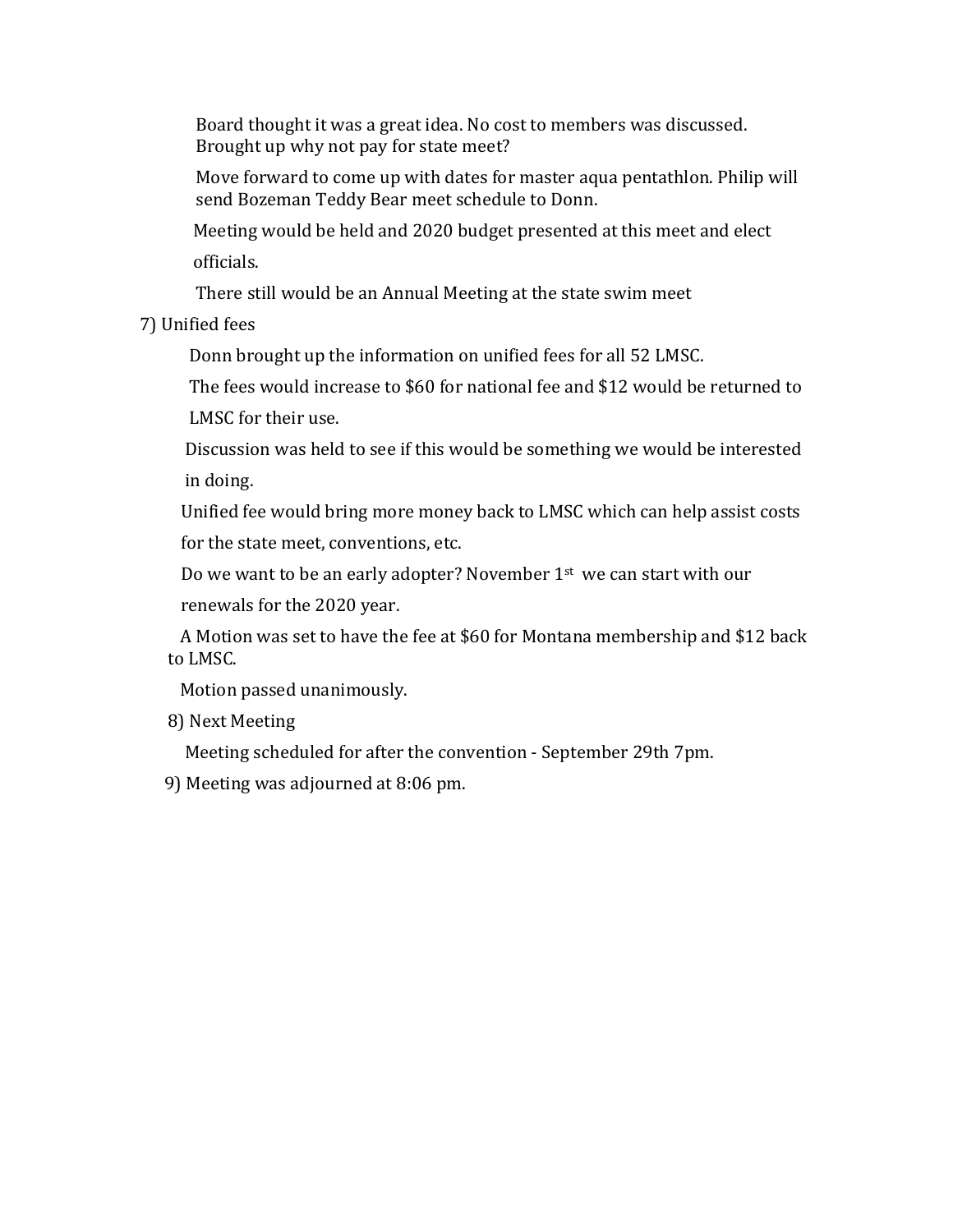Board thought it was a great idea. No cost to members was discussed. Brought up why not pay for state meet?

Move forward to come up with dates for master aqua pentathlon. Philip will send Bozeman Teddy Bear meet schedule to Donn.

Meeting would be held and 2020 budget presented at this meet and elect officials.

There still would be an Annual Meeting at the state swim meet

7) Unified fees

Donn brought up the information on unified fees for all 52 LMSC.

The fees would increase to $60 for national fee and $12 would be returned to LMSC for their use.

Discussion was held to see if this would be something we would be interested in doing.

Unified fee would bring more money back to LMSC which can help assist costs for the state meet, conventions, etc.

Do we want to be an early adopter? November 1st we can start with our renewals for the 2020 year.

A Motion was set to have the fee at $60 for Montana membership and $12 back to LMSC.

Motion passed unanimously.

8) Next Meeting

Meeting scheduled for after the convention - September 29th 7pm.

9) Meeting was adjourned at 8:06 pm.